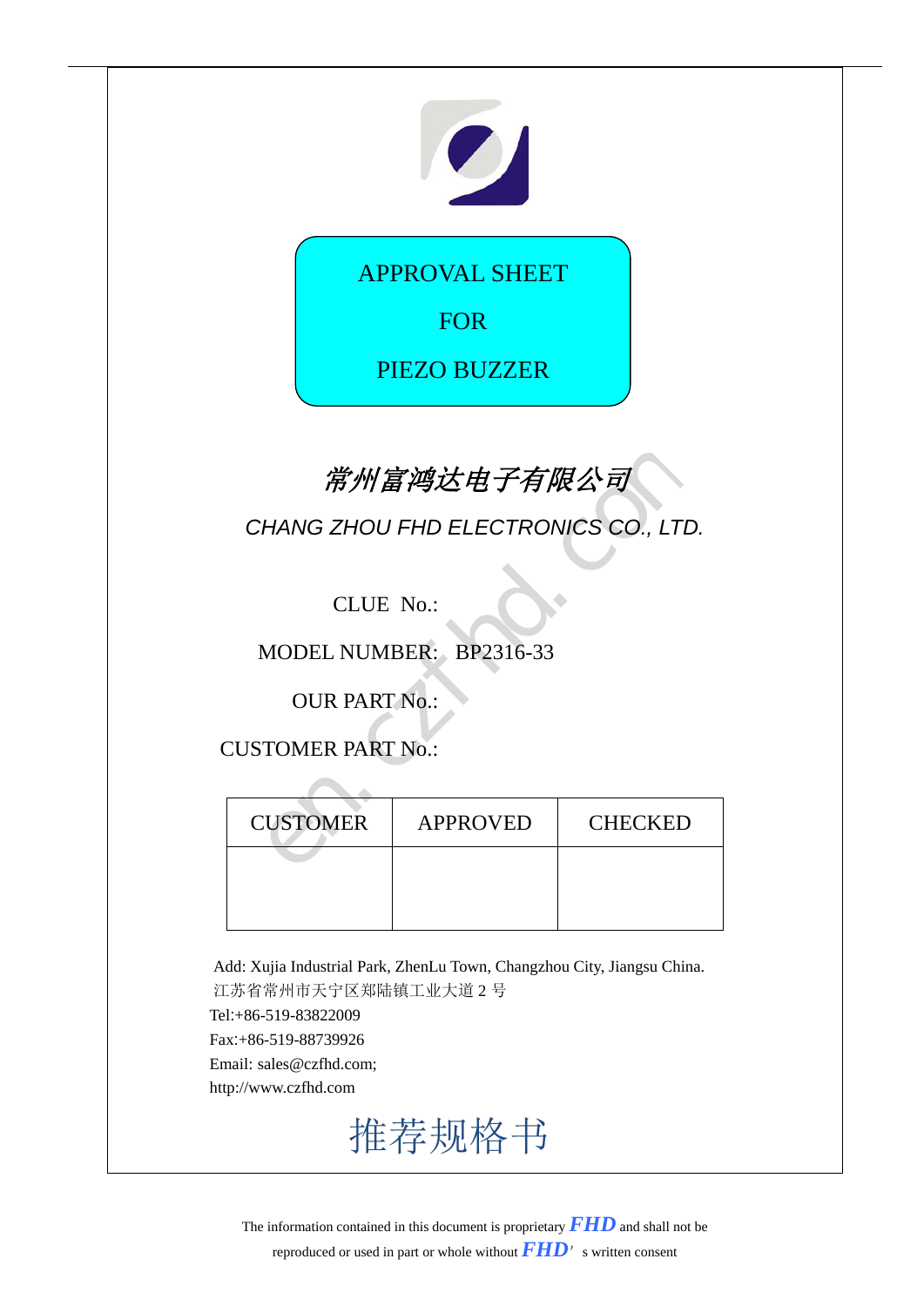# APPROVAL SHEET

# FOR

# PIEZO BUZZER

## *常州富鸿达电子有限公司*

*CHANG ZHOU FHD ELECTRONICS CO., LTD.*

CLUE No.:

MODEL NUMBER: BP2316-33

OUR PART No.:

CUSTOMER PART No.:

| CUSTOMER | APPROVED | CHECKED |
|---|---|---|
| | | |

Add: Xujia Industrial Park, ZhenLu Town, Changzhou City, Jiangsu China.
江苏省常州市天宁区郑陆镇工业大道 2 号
Tel:+86-519-83822009
Fax:+86-519-88739926
Email: sales@czfhd.com;
http://www.czfhd.com

# 推荐规格书

The information contained in this document is proprietary ***FHD*** and shall not be reproduced or used in part or whole without ***FHD***' s written consent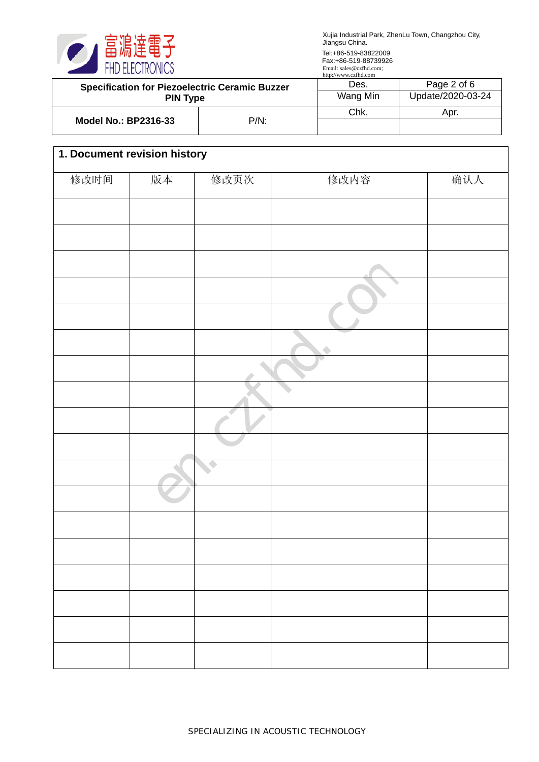| Specification for Piezoelectric Ceramic Buzzer PIN Type | | Des. | Page 2 of 6 |
|---|---|---|---|
| | | Wang Min | Update/2020-03-24 |
| Model No.: BP2316-33 | P/N: | Chk. | Apr. |
| | | | |

## 1. Document revision history

| 修改时间 | 版本 | 修改页次 | 修改内容 | 确认人 |
|---|---|---|---|---|
| | | | | |
| | | | | |
| | | | | |
| | | | | |
| | | | | |
| | | | | |
| | | | | |
| | | | | |
| | | | | |
| | | | | |
| | | | | |
| | | | | |
| | | | | |
| | | | | |
| | | | | |
| | | | | |
| | | | | |
| | | | | |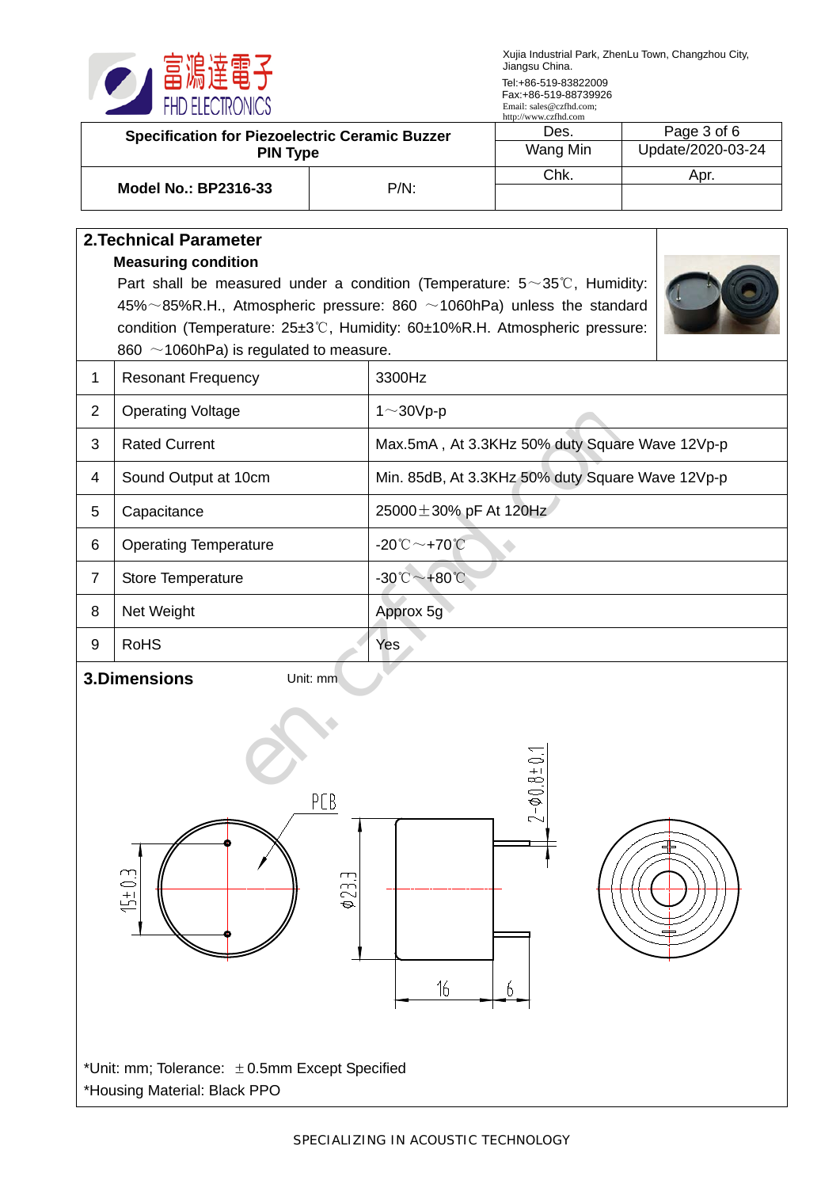富鴻達電子
FHD ELECTRONICS

Xujia Industrial Park, ZhenLu Town, Changzhou City, Jiangsu China.
Tel:+86-519-83822009
Fax:+86-519-88739926
Email: sales@czfhd.com;
http://www.czfhd.com

| Specification for Piezoelectric Ceramic Buzzer PIN Type | | Des. | Page 3 of 6 |
|---|---|---|---|
| | | Wang Min | Update/2020-03-24 |
| Model No.: BP2316-33 | P/N: | Chk. | Apr. |
| | | | |

## 2.Technical Parameter

**Measuring condition**

Part shall be measured under a condition (Temperature: 5～35℃, Humidity: 45%～85%R.H., Atmospheric pressure: 860 ～1060hPa) unless the standard condition (Temperature: 25±3℃, Humidity: 60±10%R.H. Atmospheric pressure: 860 ～1060hPa) is regulated to measure.

| | | |
|---|---|---|
| 1 | Resonant Frequency | 3300Hz |
| 2 | Operating Voltage | 1～30Vp-p |
| 3 | Rated Current | Max.5mA , At 3.3KHz 50% duty Square Wave 12Vp-p |
| 4 | Sound Output at 10cm | Min. 85dB, At 3.3KHz 50% duty Square Wave 12Vp-p |
| 5 | Capacitance | 25000±30% pF At 120Hz |
| 6 | Operating Temperature | -20℃～+70℃ |
| 7 | Store Temperature | -30℃～+80℃ |
| 8 | Net Weight | Approx 5g |
| 9 | RoHS | Yes |

## 3.Dimensions

Unit: mm

PCB
15±0.3
φ23.3
2-φ0.8±0.1
16
6

*Unit: mm; Tolerance: ±0.5mm Except Specified

*Housing Material: Black PPO

SPECIALIZING IN ACOUSTIC TECHNOLOGY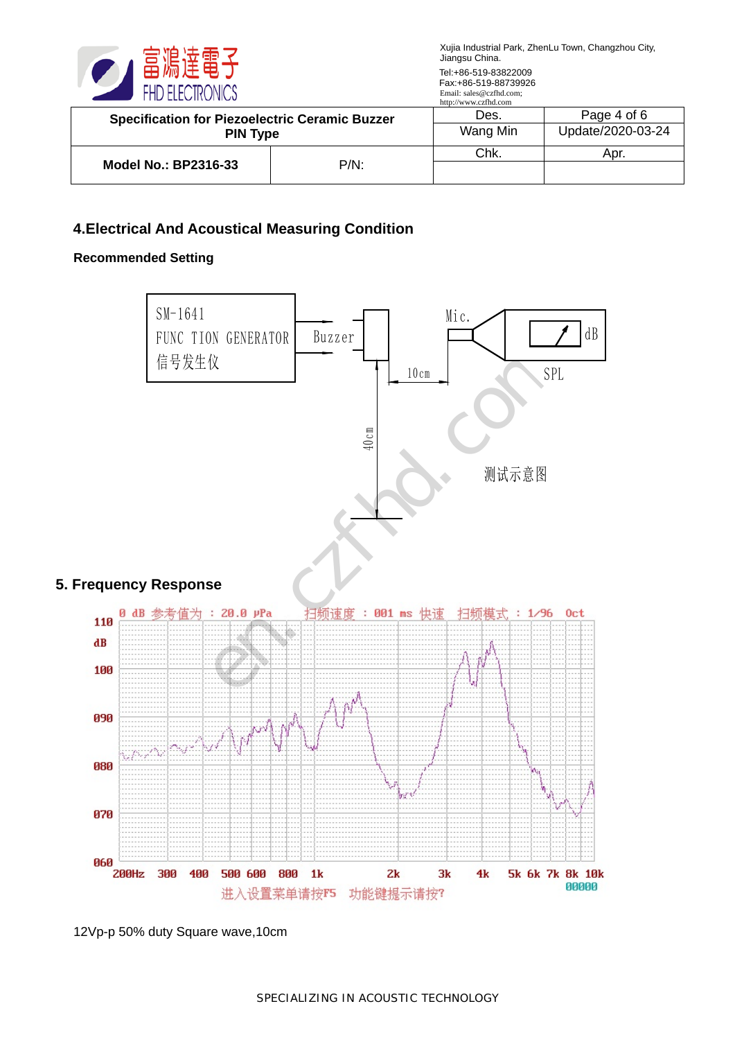| Specification for Piezoelectric Ceramic Buzzer PIN Type | | Des. | Page 4 of 6 |
|---|---|---|---|
| | | Wang Min | Update/2020-03-24 |
| Model No.: BP2316-33 | P/N: | Chk. | Apr. |
| | | | |

## 4.Electrical And Acoustical Measuring Condition

**Recommended Setting**

SM-1641
FUNC TION GENERATOR
信号发生仪

Buzzer

Mic.

dB

10cm

SPL

40cm

测试示意图

## 5. Frequency Response

0 dB 参考值为 : 20.0 μPa   扫频速度 : 001 ms 快速   扫频模式 : 1/96 Oct

110 dB, 100, 090, 080, 070, 060

200Hz 300 400 500 600 800 1k 2k 3k 4k 5k 6k 7k 8k 10k

进入设置菜单请按F5   功能键提示请按?

00000

12Vp-p 50% duty Square wave,10cm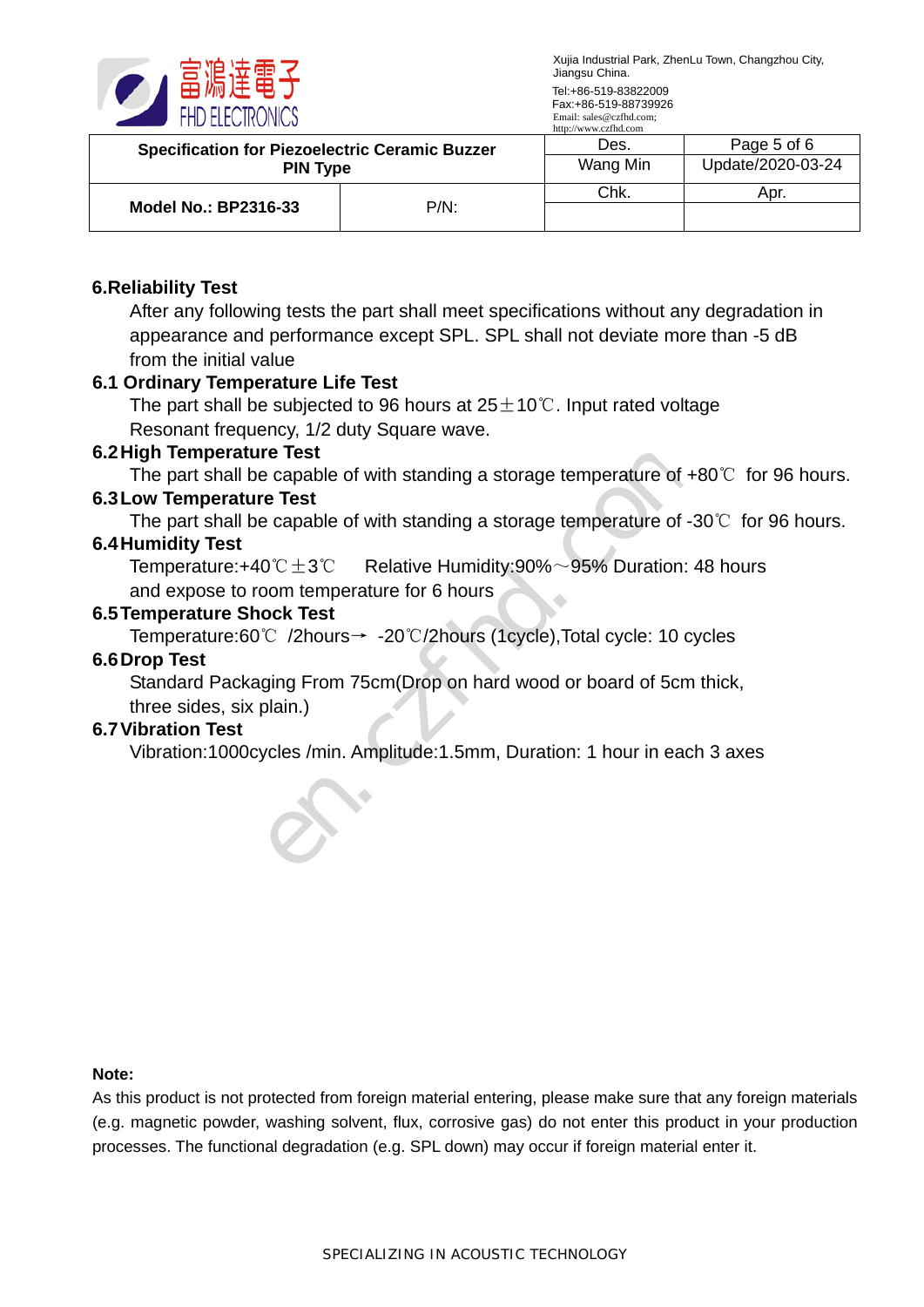## 6.Reliability Test

After any following tests the part shall meet specifications without any degradation in appearance and performance except SPL. SPL shall not deviate more than -5 dB from the initial value

### 6.1 Ordinary Temperature Life Test

The part shall be subjected to 96 hours at 25±10℃. Input rated voltage Resonant frequency, 1/2 duty Square wave.

### 6.2 High Temperature Test

The part shall be capable of with standing a storage temperature of +80℃ for 96 hours.

### 6.3 Low Temperature Test

The part shall be capable of with standing a storage temperature of -30℃ for 96 hours.

### 6.4 Humidity Test

Temperature:+40℃±3℃ Relative Humidity:90%～95% Duration: 48 hours and expose to room temperature for 6 hours

### 6.5 Temperature Shock Test

Temperature:60℃ /2hours→ -20℃/2hours (1cycle),Total cycle: 10 cycles

### 6.6 Drop Test

Standard Packaging From 75cm(Drop on hard wood or board of 5cm thick, three sides, six plain.)

### 6.7 Vibration Test

Vibration:1000cycles /min. Amplitude:1.5mm, Duration: 1 hour in each 3 axes

**Note:**

As this product is not protected from foreign material entering, please make sure that any foreign materials (e.g. magnetic powder, washing solvent, flux, corrosive gas) do not enter this product in your production processes. The functional degradation (e.g. SPL down) may occur if foreign material enter it.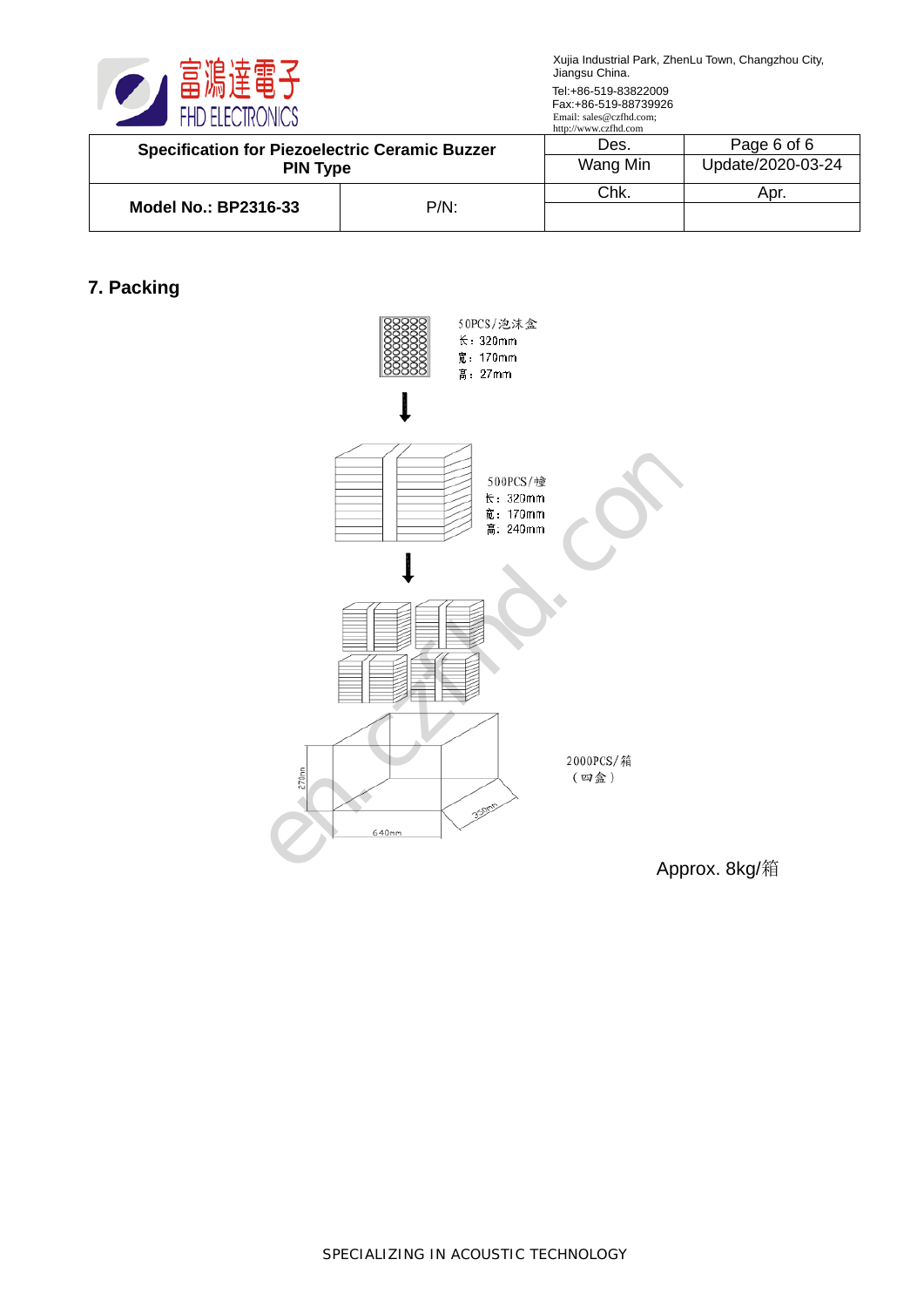| Specification for Piezoelectric Ceramic Buzzer PIN Type | | Des. | Page 6 of 6 |
|---|---|---|---|
| | | Wang Min | Update/2020-03-24 |
| Model No.: BP2316-33 | P/N: | Chk. | Apr. |
| | | | |

## 7. Packing

50PCS/泡沫盒
长：320mm
宽：170mm
高：27mm

500PCS/檯
长：320mm
宽：170mm
高：240mm

2000PCS/箱
（四盒）

270mm

640mm

350mm

Approx. 8kg/箱

SPECIALIZING IN ACOUSTIC TECHNOLOGY